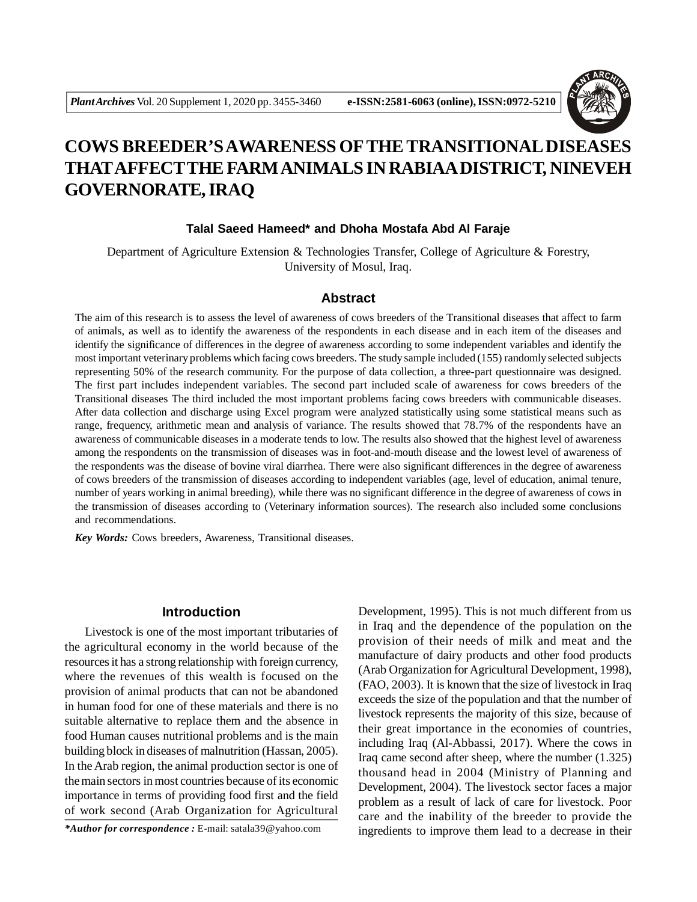# COWS BREEDER'S AWARENESS OF THE TRANSITIONAL DISEASES THAT AFFECT THE FARM ANIMALS IN RABIAA DISTRICT, NINEVEH GOVERNORATE, IRAQ

**Talal Saeed Hameed\* and Dhoha Mostafa Abd Al Faraje**

Department of Agriculture Extension & Technologies Transfer, College of Agriculture & Forestry, University of Mosul, Iraq.

## Abstract

The aim of this research is to assess the level of awareness of cows breeders of the Transitional diseases that affect to farm of animals, as well as to identify the awareness of the respondents in each disease and in each item of the diseases and identify the significance of differences in the degree of awareness according to some independent variables and identify the most important veterinary problems which facing cows breeders. The study sample included (155) randomly selected subjects representing 50% of the research community. For the purpose of data collection, a three-part questionnaire was designed. The first part includes independent variables. The second part included scale of awareness for cows breeders of the Transitional diseases The third included the most important problems facing cows breeders with communicable diseases. After data collection and discharge using Excel program were analyzed statistically using some statistical means such as range, frequency, arithmetic mean and analysis of variance. The results showed that 78.7% of the respondents have an awareness of communicable diseases in a moderate tends to low. The results also showed that the highest level of awareness among the respondents on the transmission of diseases was in foot-and-mouth disease and the lowest level of awareness of the respondents was the disease of bovine viral diarrhea. There were also significant differences in the degree of awareness of cows breeders of the transmission of diseases according to independent variables (age, level of education, animal tenure, number of years working in animal breeding), while there was no significant difference in the degree of awareness of cows in the transmission of diseases according to (Veterinary information sources). The research also included some conclusions and recommendations.

***Key Words:*** Cows breeders, Awareness, Transitional diseases.

## Introduction

Livestock is one of the most important tributaries of the agricultural economy in the world because of the resources it has a strong relationship with foreign currency, where the revenues of this wealth is focused on the provision of animal products that can not be abandoned in human food for one of these materials and there is no suitable alternative to replace them and the absence in food Human causes nutritional problems and is the main building block in diseases of malnutrition (Hassan, 2005). In the Arab region, the animal production sector is one of the main sectors in most countries because of its economic importance in terms of providing food first and the field of work second (Arab Organization for Agricultural Development, 1995). This is not much different from us in Iraq and the dependence of the population on the provision of their needs of milk and meat and the manufacture of dairy products and other food products (Arab Organization for Agricultural Development, 1998), (FAO, 2003). It is known that the size of livestock in Iraq exceeds the size of the population and that the number of livestock represents the majority of this size, because of their great importance in the economies of countries, including Iraq (Al-Abbassi, 2017). Where the cows in Iraq came second after sheep, where the number (1.325) thousand head in 2004 (Ministry of Planning and Development, 2004). The livestock sector faces a major problem as a result of lack of care for livestock. Poor care and the inability of the breeder to provide the ingredients to improve them lead to a decrease in their

***\*Author for correspondence :*** E-mail: satala39@yahoo.com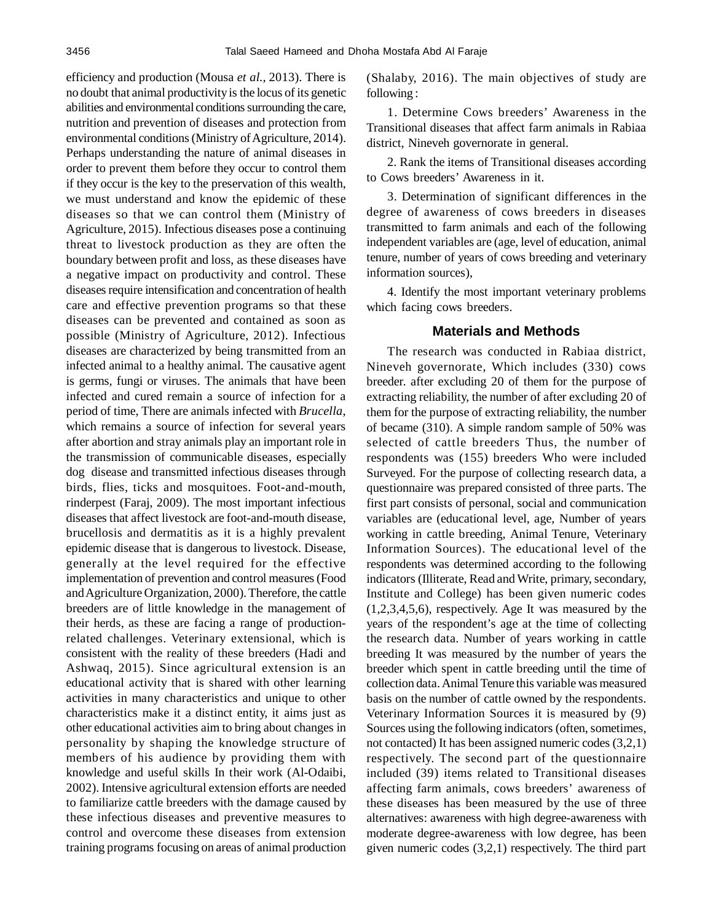efficiency and production (Mousa *et al.,* 2013). There is no doubt that animal productivity is the locus of its genetic abilities and environmental conditions surrounding the care, nutrition and prevention of diseases and protection from environmental conditions (Ministry of Agriculture, 2014). Perhaps understanding the nature of animal diseases in order to prevent them before they occur to control them if they occur is the key to the preservation of this wealth, we must understand and know the epidemic of these diseases so that we can control them (Ministry of Agriculture, 2015). Infectious diseases pose a continuing threat to livestock production as they are often the boundary between profit and loss, as these diseases have a negative impact on productivity and control. These diseases require intensification and concentration of health care and effective prevention programs so that these diseases can be prevented and contained as soon as possible (Ministry of Agriculture, 2012). Infectious diseases are characterized by being transmitted from an infected animal to a healthy animal. The causative agent is germs, fungi or viruses. The animals that have been infected and cured remain a source of infection for a period of time, There are animals infected with *Brucella*, which remains a source of infection for several years after abortion and stray animals play an important role in the transmission of communicable diseases, especially dog disease and transmitted infectious diseases through birds, flies, ticks and mosquitoes. Foot-and-mouth, rinderpest (Faraj, 2009). The most important infectious diseases that affect livestock are foot-and-mouth disease, brucellosis and dermatitis as it is a highly prevalent epidemic disease that is dangerous to livestock. Disease, generally at the level required for the effective implementation of prevention and control measures (Food and Agriculture Organization, 2000). Therefore, the cattle breeders are of little knowledge in the management of their herds, as these are facing a range of production-related challenges. Veterinary extensional, which is consistent with the reality of these breeders (Hadi and Ashwaq, 2015). Since agricultural extension is an educational activity that is shared with other learning activities in many characteristics and unique to other characteristics make it a distinct entity, it aims just as other educational activities aim to bring about changes in personality by shaping the knowledge structure of members of his audience by providing them with knowledge and useful skills In their work (Al-Odaibi, 2002). Intensive agricultural extension efforts are needed to familiarize cattle breeders with the damage caused by these infectious diseases and preventive measures to control and overcome these diseases from extension training programs focusing on areas of animal production (Shalaby, 2016). The main objectives of study are following :

1. Determine Cows breeders' Awareness in the Transitional diseases that affect farm animals in Rabiaa district, Nineveh governorate in general.

2. Rank the items of Transitional diseases according to Cows breeders' Awareness in it.

3. Determination of significant differences in the degree of awareness of cows breeders in diseases transmitted to farm animals and each of the following independent variables are (age, level of education, animal tenure, number of years of cows breeding and veterinary information sources),

4. Identify the most important veterinary problems which facing cows breeders.

## Materials and Methods

The research was conducted in Rabiaa district, Nineveh governorate, Which includes (330) cows breeder. after excluding 20 of them for the purpose of extracting reliability, the number of after excluding 20 of them for the purpose of extracting reliability, the number of became (310). A simple random sample of 50% was selected of cattle breeders Thus, the number of respondents was (155) breeders Who were included Surveyed. For the purpose of collecting research data, a questionnaire was prepared consisted of three parts. The first part consists of personal, social and communication variables are (educational level, age, Number of years working in cattle breeding, Animal Tenure, Veterinary Information Sources). The educational level of the respondents was determined according to the following indicators (Illiterate, Read and Write, primary, secondary, Institute and College) has been given numeric codes (1,2,3,4,5,6), respectively. Age It was measured by the years of the respondent's age at the time of collecting the research data. Number of years working in cattle breeding It was measured by the number of years the breeder which spent in cattle breeding until the time of collection data. Animal Tenure this variable was measured basis on the number of cattle owned by the respondents. Veterinary Information Sources it is measured by (9) Sources using the following indicators (often, sometimes, not contacted) It has been assigned numeric codes (3,2,1) respectively. The second part of the questionnaire included (39) items related to Transitional diseases affecting farm animals, cows breeders' awareness of these diseases has been measured by the use of three alternatives: awareness with high degree-awareness with moderate degree-awareness with low degree, has been given numeric codes (3,2,1) respectively. The third part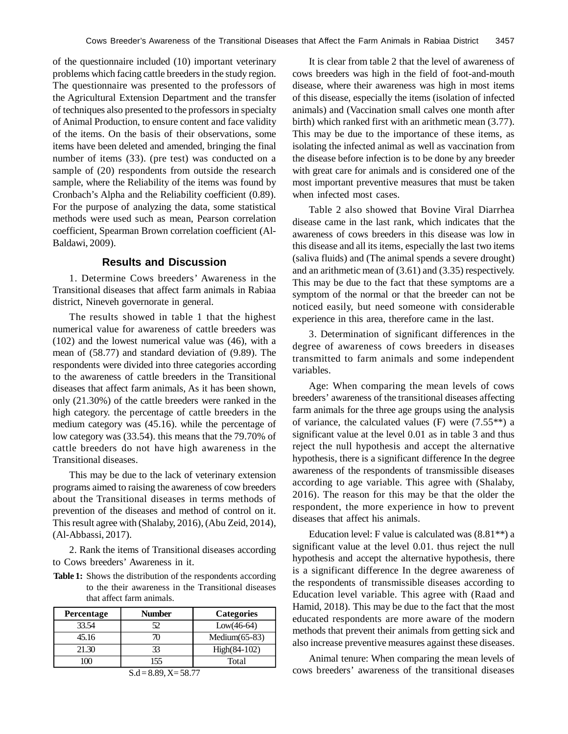of the questionnaire included (10) important veterinary problems which facing cattle breeders in the study region. The questionnaire was presented to the professors of the Agricultural Extension Department and the transfer of techniques also presented to the professors in specialty of Animal Production, to ensure content and face validity of the items. On the basis of their observations, some items have been deleted and amended, bringing the final number of items (33). (pre test) was conducted on a sample of (20) respondents from outside the research sample, where the Reliability of the items was found by Cronbach's Alpha and the Reliability coefficient (0.89). For the purpose of analyzing the data, some statistical methods were used such as mean, Pearson correlation coefficient, Spearman Brown correlation coefficient (Al-Baldawi, 2009).

## Results and Discussion

1. Determine Cows breeders' Awareness in the Transitional diseases that affect farm animals in Rabiaa district, Nineveh governorate in general.

The results showed in table 1 that the highest numerical value for awareness of cattle breeders was (102) and the lowest numerical value was (46), with a mean of (58.77) and standard deviation of (9.89). The respondents were divided into three categories according to the awareness of cattle breeders in the Transitional diseases that affect farm animals, As it has been shown, only (21.30%) of the cattle breeders were ranked in the high category. the percentage of cattle breeders in the medium category was (45.16). while the percentage of low category was (33.54). this means that the 79.70% of cattle breeders do not have high awareness in the Transitional diseases.

This may be due to the lack of veterinary extension programs aimed to raising the awareness of cow breeders about the Transitional diseases in terms methods of prevention of the diseases and method of control on it. This result agree with (Shalaby, 2016), (Abu Zeid, 2014), (Al-Abbassi, 2017).

2. Rank the items of Transitional diseases according to Cows breeders' Awareness in it.

**Table 1:** Shows the distribution of the respondents according to the their awareness in the Transitional diseases that affect farm animals.

| Percentage | Number | Categories |
|---|---|---|
| 33.54 | 52 | Low(46-64) |
| 45.16 | 70 | Medium(65-83) |
| 21.30 | 33 | High(84-102) |
| 100 | 155 | Total |

S.d = 8.89, X= 58.77

It is clear from table 2 that the level of awareness of cows breeders was high in the field of foot-and-mouth disease, where their awareness was high in most items of this disease, especially the items (isolation of infected animals) and (Vaccination small calves one month after birth) which ranked first with an arithmetic mean (3.77). This may be due to the importance of these items, as isolating the infected animal as well as vaccination from the disease before infection is to be done by any breeder with great care for animals and is considered one of the most important preventive measures that must be taken when infected most cases.

Table 2 also showed that Bovine Viral Diarrhea disease came in the last rank, which indicates that the awareness of cows breeders in this disease was low in this disease and all its items, especially the last two items (saliva fluids) and (The animal spends a severe drought) and an arithmetic mean of (3.61) and (3.35) respectively. This may be due to the fact that these symptoms are a symptom of the normal or that the breeder can not be noticed easily, but need someone with considerable experience in this area, therefore came in the last.

3. Determination of significant differences in the degree of awareness of cows breeders in diseases transmitted to farm animals and some independent variables.

Age: When comparing the mean levels of cows breeders' awareness of the transitional diseases affecting farm animals for the three age groups using the analysis of variance, the calculated values (F) were (7.55**) a significant value at the level 0.01 as in table 3 and thus reject the null hypothesis and accept the alternative hypothesis, there is a significant difference In the degree awareness of the respondents of transmissible diseases according to age variable. This agree with (Shalaby, 2016). The reason for this may be that the older the respondent, the more experience in how to prevent diseases that affect his animals.

Education level: F value is calculated was (8.81**) a significant value at the level 0.01. thus reject the null hypothesis and accept the alternative hypothesis, there is a significant difference In the degree awareness of the respondents of transmissible diseases according to Education level variable. This agree with (Raad and Hamid, 2018). This may be due to the fact that the most educated respondents are more aware of the modern methods that prevent their animals from getting sick and also increase preventive measures against these diseases.

Animal tenure: When comparing the mean levels of cows breeders' awareness of the transitional diseases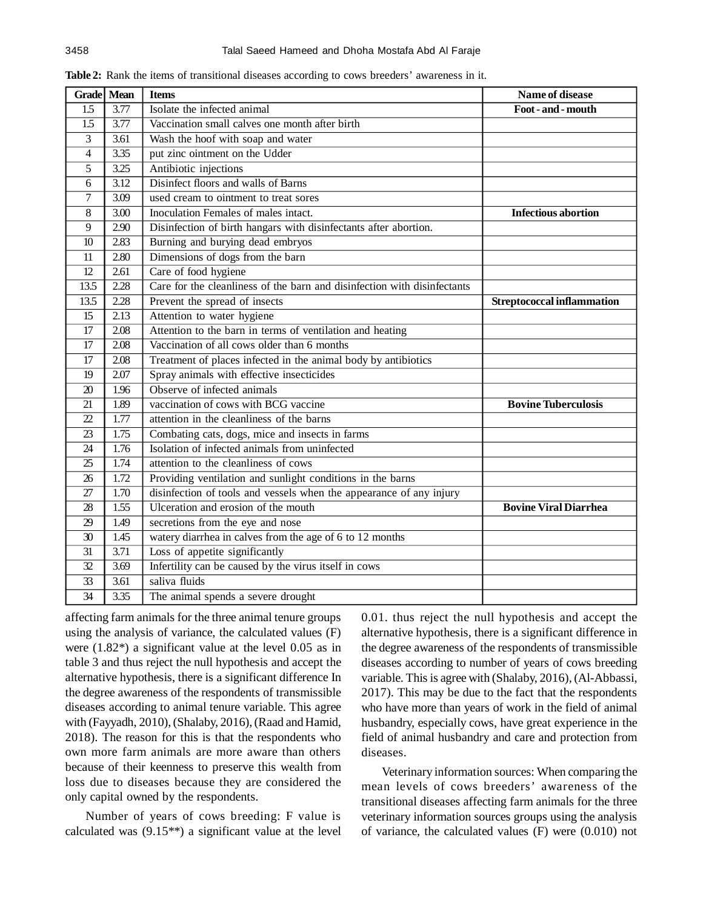**Table 2:** Rank the items of transitional diseases according to cows breeders' awareness in it.

| Grade | Mean | Items | Name of disease |
|---|---|---|---|
| 1.5 | 3.77 | Isolate the infected animal | **Foot - and - mouth** |
| 1.5 | 3.77 | Vaccination small calves one month after birth | |
| 3 | 3.61 | Wash the hoof with soap and water | |
| 4 | 3.35 | put zinc ointment on the Udder | |
| 5 | 3.25 | Antibiotic injections | |
| 6 | 3.12 | Disinfect floors and walls of Barns | |
| 7 | 3.09 | used cream to ointment to treat sores | |
| 8 | 3.00 | Inoculation Females of males intact. | **Infectious abortion** |
| 9 | 2.90 | Disinfection of birth hangars with disinfectants after abortion. | |
| 10 | 2.83 | Burning and burying dead embryos | |
| 11 | 2.80 | Dimensions of dogs from the barn | |
| 12 | 2.61 | Care of food hygiene | |
| 13.5 | 2.28 | Care for the cleanliness of the barn and disinfection with disinfectants | |
| 13.5 | 2.28 | Prevent the spread of insects | **Streptococcal inflammation** |
| 15 | 2.13 | Attention to water hygiene | |
| 17 | 2.08 | Attention to the barn in terms of ventilation and heating | |
| 17 | 2.08 | Vaccination of all cows older than 6 months | |
| 17 | 2.08 | Treatment of places infected in the animal body by antibiotics | |
| 19 | 2.07 | Spray animals with effective insecticides | |
| 20 | 1.96 | Observe of infected animals | |
| 21 | 1.89 | vaccination of cows with BCG vaccine | **Bovine Tuberculosis** |
| 22 | 1.77 | attention in the cleanliness of the barns | |
| 23 | 1.75 | Combating cats, dogs, mice and insects in farms | |
| 24 | 1.76 | Isolation of infected animals from uninfected | |
| 25 | 1.74 | attention to the cleanliness of cows | |
| 26 | 1.72 | Providing ventilation and sunlight conditions in the barns | |
| 27 | 1.70 | disinfection of tools and vessels when the appearance of any injury | |
| 28 | 1.55 | Ulceration and erosion of the mouth | **Bovine Viral Diarrhea** |
| 29 | 1.49 | secretions from the eye and nose | |
| 30 | 1.45 | watery diarrhea in calves from the age of 6 to 12 months | |
| 31 | 3.71 | Loss of appetite significantly | |
| 32 | 3.69 | Infertility can be caused by the virus itself in cows | |
| 33 | 3.61 | saliva fluids | |
| 34 | 3.35 | The animal spends a severe drought | |

affecting farm animals for the three animal tenure groups using the analysis of variance, the calculated values (F) were (1.82*) a significant value at the level 0.05 as in table 3 and thus reject the null hypothesis and accept the alternative hypothesis, there is a significant difference In the degree awareness of the respondents of transmissible diseases according to animal tenure variable. This agree with (Fayyadh, 2010), (Shalaby, 2016), (Raad and Hamid, 2018). The reason for this is that the respondents who own more farm animals are more aware than others because of their keenness to preserve this wealth from loss due to diseases because they are considered the only capital owned by the respondents.

Number of years of cows breeding: F value is calculated was (9.15**) a significant value at the level 0.01. thus reject the null hypothesis and accept the alternative hypothesis, there is a significant difference in the degree awareness of the respondents of transmissible diseases according to number of years of cows breeding variable. This is agree with (Shalaby, 2016), (Al-Abbassi, 2017). This may be due to the fact that the respondents who have more than years of work in the field of animal husbandry, especially cows, have great experience in the field of animal husbandry and care and protection from diseases.

Veterinary information sources: When comparing the mean levels of cows breeders' awareness of the transitional diseases affecting farm animals for the three veterinary information sources groups using the analysis of variance, the calculated values (F) were (0.010) not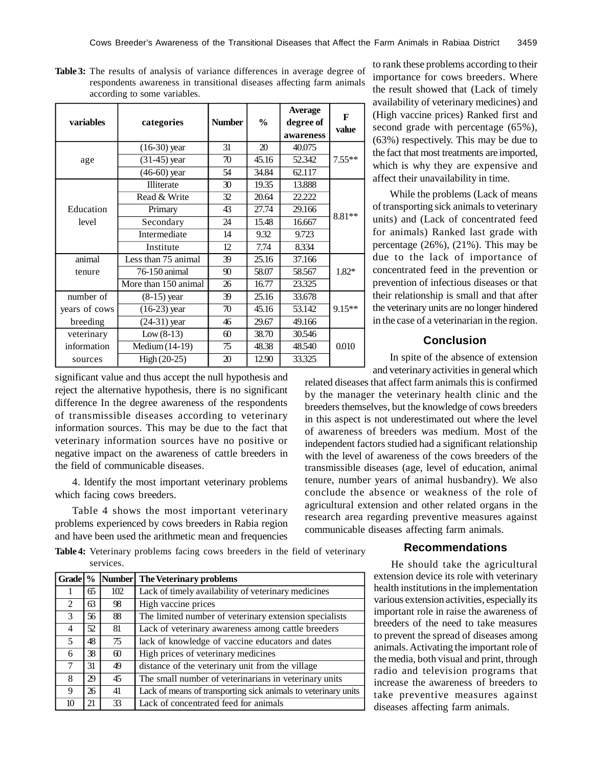**Table 3:** The results of analysis of variance differences in average degree of respondents awareness in transitional diseases affecting farm animals according to some variables.

| variables | categories | Number | % | Average degree of awareness | F value |
|---|---|---|---|---|---|
| age | (16-30) year | 31 | 20 | 40.075 | 7.55** |
| | (31-45) year | 70 | 45.16 | 52.342 | |
| | (46-60) year | 54 | 34.84 | 62.117 | |
| Education level | Illiterate | 30 | 19.35 | 13.888 | 8.81** |
| | Read & Write | 32 | 20.64 | 22.222 | |
| | Primary | 43 | 27.74 | 29.166 | |
| | Secondary | 24 | 15.48 | 16.667 | |
| | Intermediate | 14 | 9.32 | 9.723 | |
| | Institute | 12 | 7.74 | 8.334 | |
| animal tenure | Less than 75 animal | 39 | 25.16 | 37.166 | 1.82* |
| | 76-150 animal | 90 | 58.07 | 58.567 | |
| | More than 150 animal | 26 | 16.77 | 23.325 | |
| number of years of cows breeding | (8-15) year | 39 | 25.16 | 33.678 | 9.15** |
| | (16-23) year | 70 | 45.16 | 53.142 | |
| | (24-31) year | 46 | 29.67 | 49.166 | |
| veterinary information sources | Low (8-13) | 60 | 38.70 | 30.546 | 0.010 |
| | Medium (14-19) | 75 | 48.38 | 48.540 | |
| | High (20-25) | 20 | 12.90 | 33.325 | |

significant value and thus accept the null hypothesis and reject the alternative hypothesis, there is no significant difference In the degree awareness of the respondents of transmissible diseases according to veterinary information sources. This may be due to the fact that veterinary information sources have no positive or negative impact on the awareness of cattle breeders in the field of communicable diseases.

4. Identify the most important veterinary problems which facing cows breeders.

Table 4 shows the most important veterinary problems experienced by cows breeders in Rabia region and have been used the arithmetic mean and frequencies to rank these problems according to their importance for cows breeders. Where the result showed that (Lack of timely availability of veterinary medicines) and (High vaccine prices) Ranked first and second grade with percentage (65%), (63%) respectively. This may be due to the fact that most treatments are imported, which is why they are expensive and affect their unavailability in time.

While the problems (Lack of means of transporting sick animals to veterinary units) and (Lack of concentrated feed for animals) Ranked last grade with percentage (26%), (21%). This may be due to the lack of importance of concentrated feed in the prevention or prevention of infectious diseases or that their relationship is small and that after the veterinary units are no longer hindered in the case of a veterinarian in the region.

**Table 4:** Veterinary problems facing cows breeders in the field of veterinary services.

| Grade | % | Number | The Veterinary problems |
|---|---|---|---|
| 1 | 65 | 102 | Lack of timely availability of veterinary medicines |
| 2 | 63 | 98 | High vaccine prices |
| 3 | 56 | 88 | The limited number of veterinary extension specialists |
| 4 | 52 | 81 | Lack of veterinary awareness among cattle breeders |
| 5 | 48 | 75 | lack of knowledge of vaccine educators and dates |
| 6 | 38 | 60 | High prices of veterinary medicines |
| 7 | 31 | 49 | distance of the veterinary unit from the village |
| 8 | 29 | 45 | The small number of veterinarians in veterinary units |
| 9 | 26 | 41 | Lack of means of transporting sick animals to veterinary units |
| 10 | 21 | 33 | Lack of concentrated feed for animals |

## Conclusion

In spite of the absence of extension and veterinary activities in general which related diseases that affect farm animals this is confirmed by the manager the veterinary health clinic and the breeders themselves, but the knowledge of cows breeders in this aspect is not underestimated out where the level of awareness of breeders was medium. Most of the independent factors studied had a significant relationship with the level of awareness of the cows breeders of the transmissible diseases (age, level of education, animal tenure, number years of animal husbandry). We also conclude the absence or weakness of the role of agricultural extension and other related organs in the research area regarding preventive measures against communicable diseases affecting farm animals.

## Recommendations

He should take the agricultural extension device its role with veterinary health institutions in the implementation various extension activities, especially its important role in raise the awareness of breeders of the need to take measures to prevent the spread of diseases among animals. Activating the important role of the media, both visual and print, through radio and television programs that increase the awareness of breeders to take preventive measures against diseases affecting farm animals.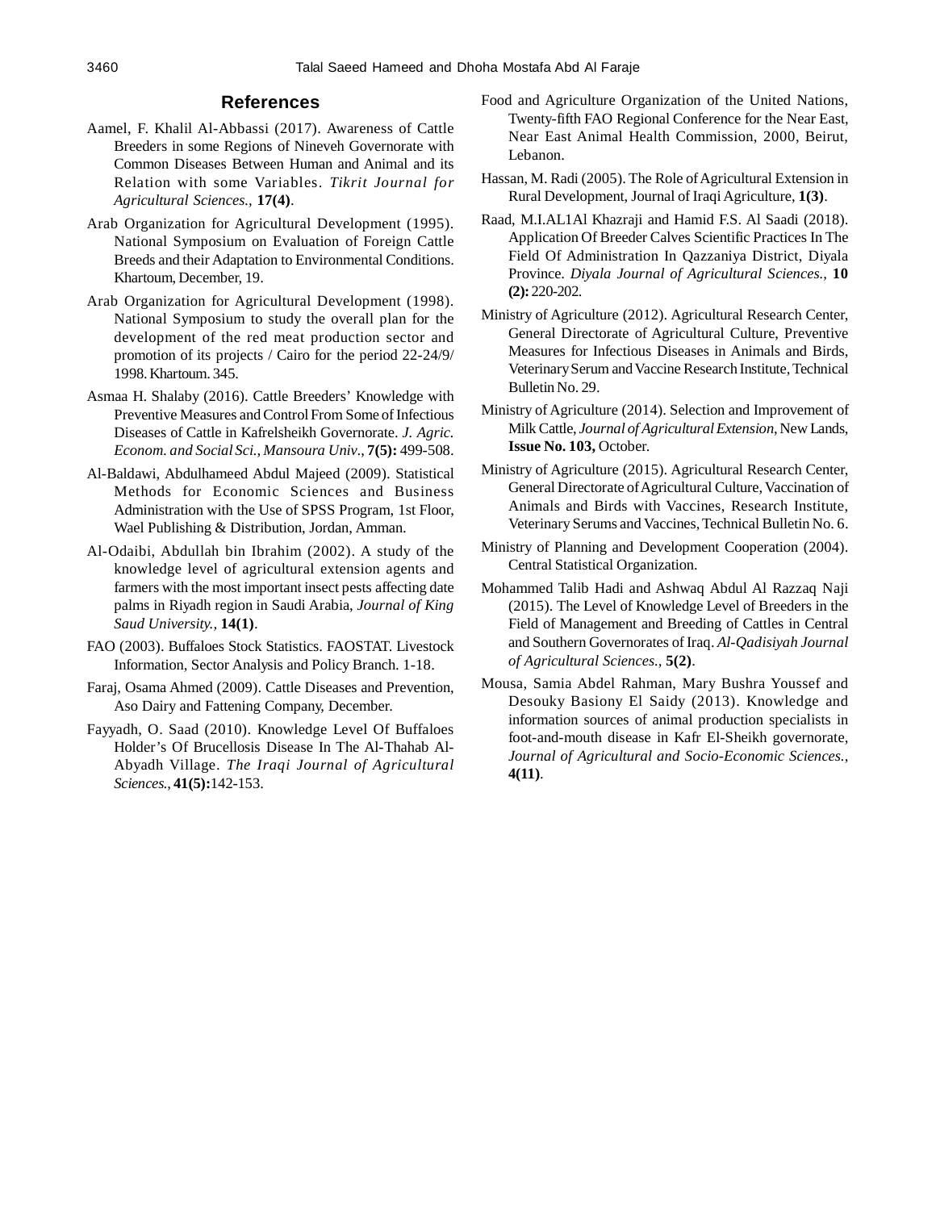## References

Aamel, F. Khalil Al-Abbassi (2017). Awareness of Cattle Breeders in some Regions of Nineveh Governorate with Common Diseases Between Human and Animal and its Relation with some Variables. *Tikrit Journal for Agricultural Sciences.*, **17(4)**.

Arab Organization for Agricultural Development (1995). National Symposium on Evaluation of Foreign Cattle Breeds and their Adaptation to Environmental Conditions. Khartoum, December, 19.

Arab Organization for Agricultural Development (1998). National Symposium to study the overall plan for the development of the red meat production sector and promotion of its projects / Cairo for the period 22-24/9/ 1998. Khartoum. 345.

Asmaa H. Shalaby (2016). Cattle Breeders' Knowledge with Preventive Measures and Control From Some of Infectious Diseases of Cattle in Kafrelsheikh Governorate. *J. Agric. Econom. and Social Sci., Mansoura Univ.*, **7(5):** 499-508.

Al-Baldawi, Abdulhameed Abdul Majeed (2009). Statistical Methods for Economic Sciences and Business Administration with the Use of SPSS Program, 1st Floor, Wael Publishing & Distribution, Jordan, Amman.

Al-Odaibi, Abdullah bin Ibrahim (2002). A study of the knowledge level of agricultural extension agents and farmers with the most important insect pests affecting date palms in Riyadh region in Saudi Arabia, *Journal of King Saud University.*, **14(1)**.

FAO (2003). Buffaloes Stock Statistics. FAOSTAT. Livestock Information, Sector Analysis and Policy Branch. 1-18.

Faraj, Osama Ahmed (2009). Cattle Diseases and Prevention, Aso Dairy and Fattening Company, December.

Fayyadh, O. Saad (2010). Knowledge Level Of Buffaloes Holder's Of Brucellosis Disease In The Al-Thahab Al-Abyadh Village. *The Iraqi Journal of Agricultural Sciences.*, **41(5):**142-153.

Food and Agriculture Organization of the United Nations, Twenty-fifth FAO Regional Conference for the Near East, Near East Animal Health Commission, 2000, Beirut, Lebanon.

Hassan, M. Radi (2005). The Role of Agricultural Extension in Rural Development, Journal of Iraqi Agriculture, **1(3)**.

Raad, M.I.AL1Al Khazraji and Hamid F.S. Al Saadi (2018). Application Of Breeder Calves Scientific Practices In The Field Of Administration In Qazzaniya District, Diyala Province. *Diyala Journal of Agricultural Sciences.*, **10 (2):** 220-202.

Ministry of Agriculture (2012). Agricultural Research Center, General Directorate of Agricultural Culture, Preventive Measures for Infectious Diseases in Animals and Birds, Veterinary Serum and Vaccine Research Institute, Technical Bulletin No. 29.

Ministry of Agriculture (2014). Selection and Improvement of Milk Cattle, *Journal of Agricultural Extension*, New Lands, **Issue No. 103,** October.

Ministry of Agriculture (2015). Agricultural Research Center, General Directorate of Agricultural Culture, Vaccination of Animals and Birds with Vaccines, Research Institute, Veterinary Serums and Vaccines, Technical Bulletin No. 6.

Ministry of Planning and Development Cooperation (2004). Central Statistical Organization.

Mohammed Talib Hadi and Ashwaq Abdul Al Razzaq Naji (2015). The Level of Knowledge Level of Breeders in the Field of Management and Breeding of Cattles in Central and Southern Governorates of Iraq. *Al-Qadisiyah Journal of Agricultural Sciences.*, **5(2)**.

Mousa, Samia Abdel Rahman, Mary Bushra Youssef and Desouky Basiony El Saidy (2013). Knowledge and information sources of animal production specialists in foot-and-mouth disease in Kafr El-Sheikh governorate, *Journal of Agricultural and Socio-Economic Sciences.*, **4(11)**.